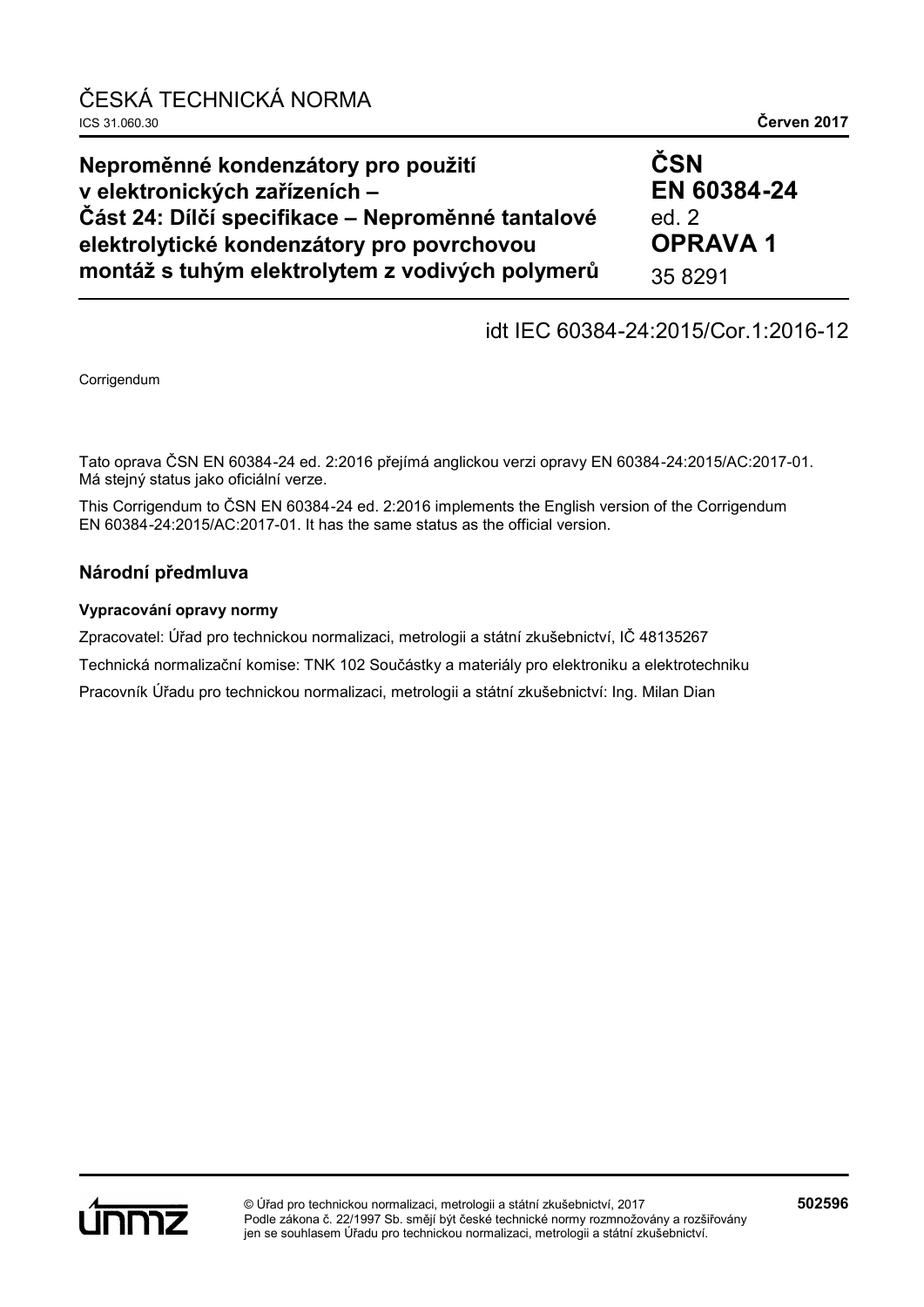ČESKÁ TECHNICKÁ NORMA

ICS 31.060.30 **Červen 2017**

# Neproměnné kondenzátory pro použití v elektronických zařízeních – Část 24: Dílčí specifikace – Neproměnné tantalové elektrolytické kondenzátory pro povrchovou montáž s tuhým elektrolytem z vodivých polymerů

**ČSN EN 60384-24**
ed. 2
**OPRAVA 1**
35 8291

idt IEC 60384-24:2015/Cor.1:2016-12

Corrigendum

Tato oprava ČSN EN 60384-24 ed. 2:2016 přejímá anglickou verzi opravy EN 60384-24:2015/AC:2017-01. Má stejný status jako oficiální verze.

This Corrigendum to ČSN EN 60384-24 ed. 2:2016 implements the English version of the Corrigendum EN 60384-24:2015/AC:2017-01. It has the same status as the official version.

## Národní předmluva

### Vypracování opravy normy

Zpracovatel: Úřad pro technickou normalizaci, metrologii a státní zkušebnictví, IČ 48135267

Technická normalizační komise: TNK 102 Součástky a materiály pro elektroniku a elektrotechniku

Pracovník Úřadu pro technickou normalizaci, metrologii a státní zkušebnictví: Ing. Milan Dian

© Úřad pro technickou normalizaci, metrologii a státní zkušebnictví, 2017
Podle zákona č. 22/1997 Sb. smějí být české technické normy rozmnožovány a rozšiřovány jen se souhlasem Úřadu pro technickou normalizaci, metrologii a státní zkušebnictví.

**502596**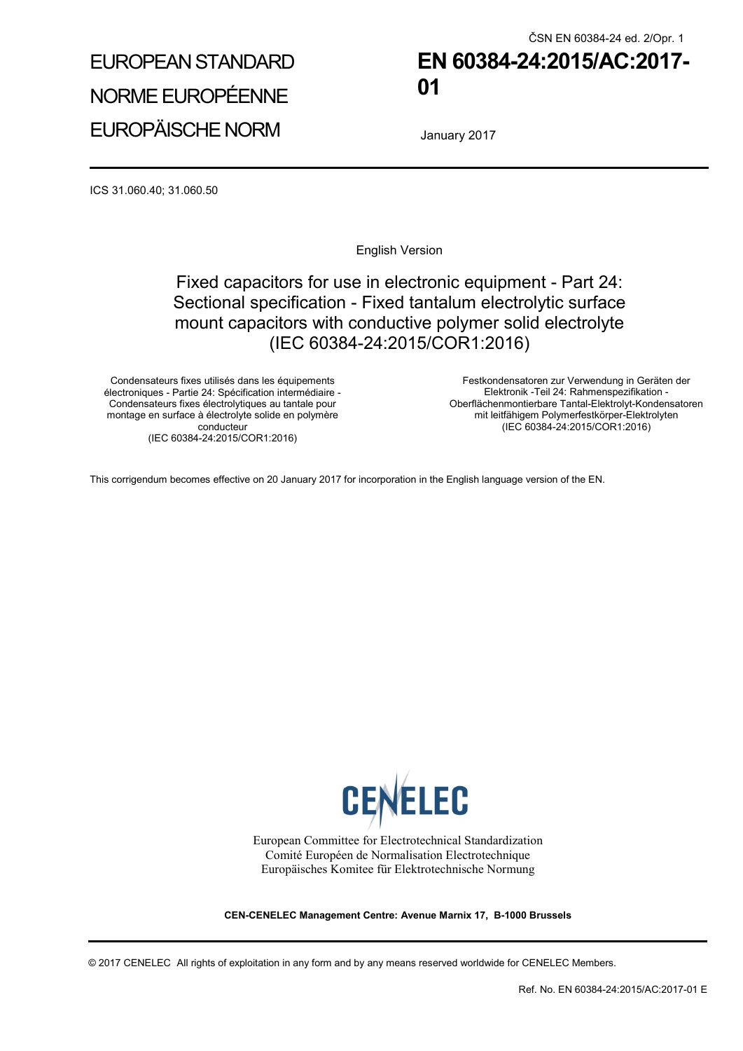ČSN EN 60384-24 ed. 2/Opr. 1

EUROPEAN STANDARD

NORME EUROPÉENNE

EUROPÄISCHE NORM

# EN 60384-24:2015/AC:2017-01

January 2017

ICS 31.060.40; 31.060.50

English Version

## Fixed capacitors for use in electronic equipment - Part 24: Sectional specification - Fixed tantalum electrolytic surface mount capacitors with conductive polymer solid electrolyte (IEC 60384-24:2015/COR1:2016)

Condensateurs fixes utilisés dans les équipements électroniques - Partie 24: Spécification intermédiaire - Condensateurs fixes électrolytiques au tantale pour montage en surface à électrolyte solide en polymère conducteur
(IEC 60384-24:2015/COR1:2016)

Festkondensatoren zur Verwendung in Geräten der Elektronik -Teil 24: Rahmenspezifikation - Oberflächenmontierbare Tantal-Elektrolyt-Kondensatoren mit leitfähigem Polymerfestkörper-Elektrolyten
(IEC 60384-24:2015/COR1:2016)

This corrigendum becomes effective on 20 January 2017 for incorporation in the English language version of the EN.

CENELEC

European Committee for Electrotechnical Standardization
Comité Européen de Normalisation Electrotechnique
Europäisches Komitee für Elektrotechnische Normung

**CEN-CENELEC Management Centre: Avenue Marnix 17, B-1000 Brussels**

© 2017 CENELEC All rights of exploitation in any form and by any means reserved worldwide for CENELEC Members.

Ref. No. EN 60384-24:2015/AC:2017-01 E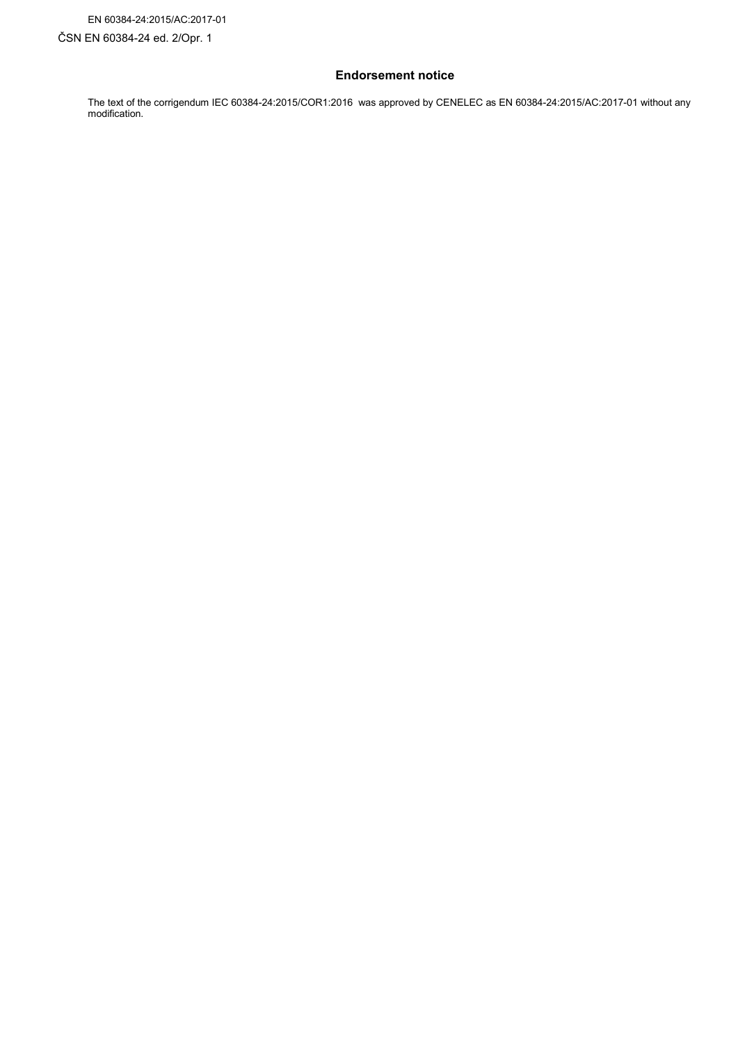## Endorsement notice

The text of the corrigendum IEC 60384-24:2015/COR1:2016 was approved by CENELEC as EN 60384-24:2015/AC:2017-01 without any modification.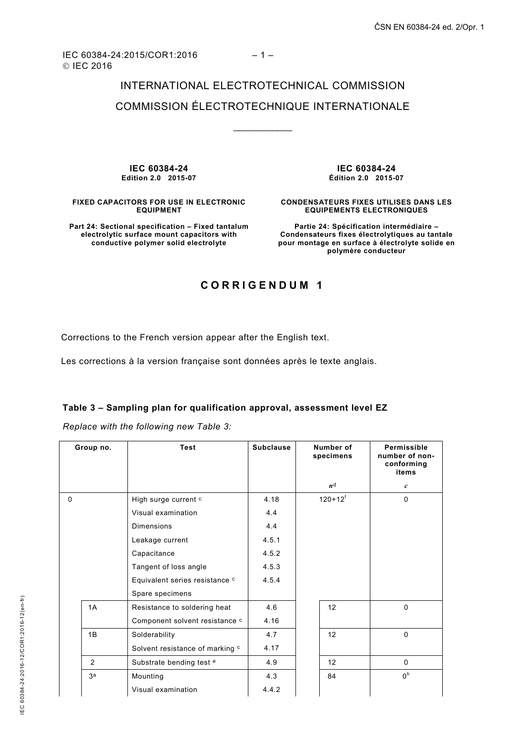IEC 60384-24:2015/COR1:2016
© IEC 2016

INTERNATIONAL ELECTROTECHNICAL COMMISSION

COMMISSION ÉLECTROTECHNIQUE INTERNATIONALE

| **IEC 60384-24**<br>**Edition 2.0 2015-07** | **IEC 60384-24**<br>**Édition 2.0 2015-07** |
|---|---|
| **FIXED CAPACITORS FOR USE IN ELECTRONIC EQUIPMENT** | **CONDENSATEURS FIXES UTILISES DANS LES EQUIPEMENTS ELECTRONIQUES** |
| **Part 24: Sectional specification – Fixed tantalum electrolytic surface mount capacitors with conductive polymer solid electrolyte** | **Partie 24: Spécification intermédiaire – Condensateurs fixes électrolytiques au tantale pour montage en surface à électrolyte solide en polymère conducteur** |

## CORRIGENDUM 1

Corrections to the French version appear after the English text.

Les corrections à la version française sont données après le texte anglais.

### Table 3 – Sampling plan for qualification approval, assessment level EZ

*Replace with the following new Table 3:*

| Group no. | | Test | Subclause | Number of specimens $n$[d] | Permissible number of non-conforming items $c$ |
|---|---|---|---|---|---|
| 0 | | High surge current [c] | 4.18 | 120+12[f] | 0 |
| | | Visual examination | 4.4 | | |
| | | Dimensions | 4.4 | | |
| | | Leakage current | 4.5.1 | | |
| | | Capacitance | 4.5.2 | | |
| | | Tangent of loss angle | 4.5.3 | | |
| | | Equivalent series resistance [c] | 4.5.4 | | |
| | | Spare specimens | | | |
| | 1A | Resistance to soldering heat | 4.6 | 12 | 0 |
| | | Component solvent resistance [c] | 4.16 | | |
| | 1B | Solderability | 4.7 | 12 | 0 |
| | | Solvent resistance of marking [c] | 4.17 | | |
| | 2 | Substrate bending test [e] | 4.9 | 12 | 0 |
| | 3[a] | Mounting | 4.3 | 84 | 0[b] |
| | | Visual examination | 4.4.2 | | |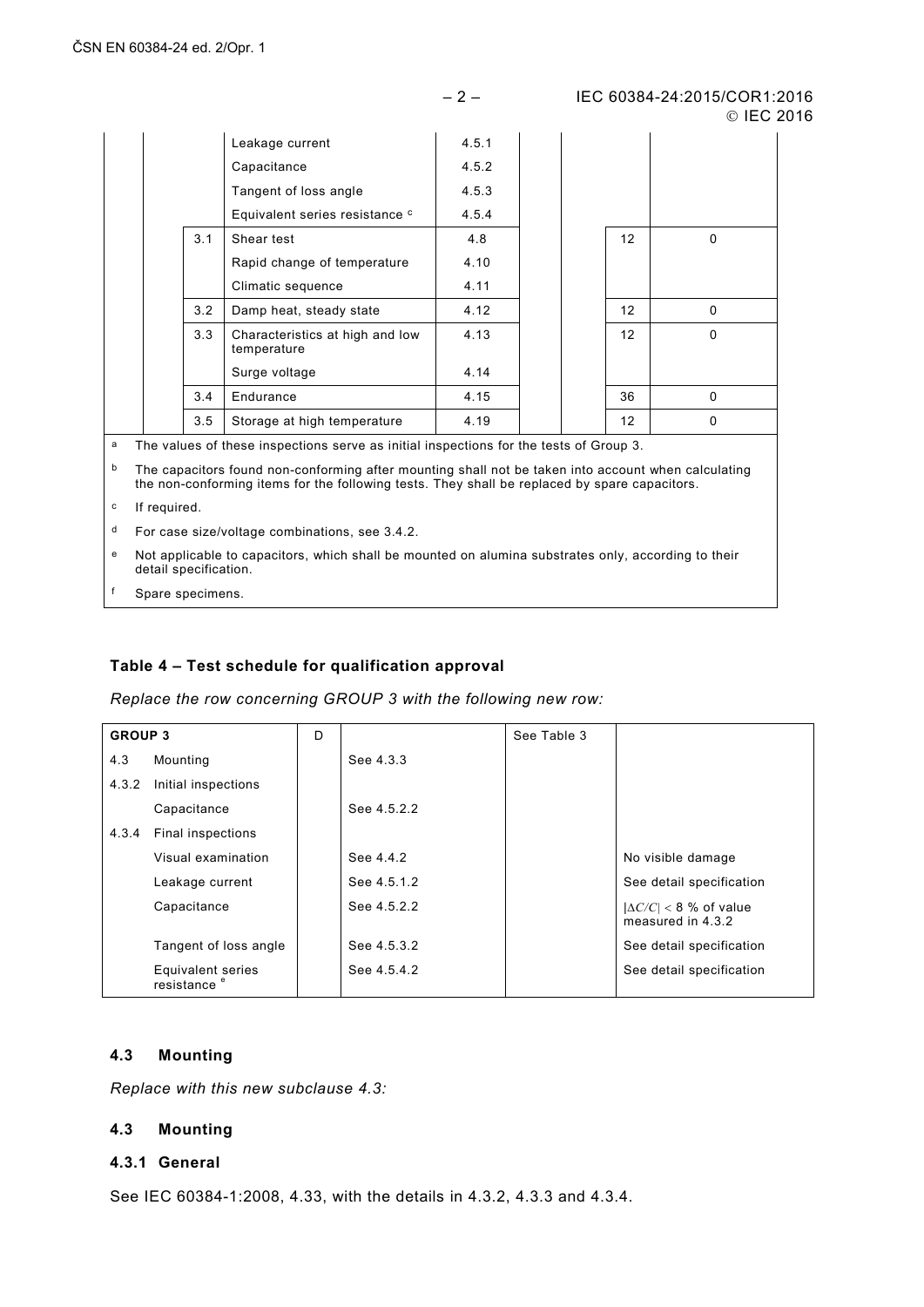| | | | | | | | |
|---|---|---|---|---|---|---|---|
| | | | Leakage current | 4.5.1 | | | |
| | | | Capacitance | 4.5.2 | | | |
| | | | Tangent of loss angle | 4.5.3 | | | |
| | | | Equivalent series resistance [c] | 4.5.4 | | | |
| | | 3.1 | Shear test | 4.8 | | 12 | 0 |
| | | | Rapid change of temperature | 4.10 | | | |
| | | | Climatic sequence | 4.11 | | | |
| | | 3.2 | Damp heat, steady state | 4.12 | | 12 | 0 |
| | | 3.3 | Characteristics at high and low temperature | 4.13 | | 12 | 0 |
| | | | Surge voltage | 4.14 | | | |
| | | 3.4 | Endurance | 4.15 | | 36 | 0 |
| | | 3.5 | Storage at high temperature | 4.19 | | 12 | 0 |

[a] The values of these inspections serve as initial inspections for the tests of Group 3.

[b] The capacitors found non-conforming after mounting shall not be taken into account when calculating the non-conforming items for the following tests. They shall be replaced by spare capacitors.

[c] If required.

[d] For case size/voltage combinations, see 3.4.2.

[e] Not applicable to capacitors, which shall be mounted on alumina substrates only, according to their detail specification.

[f] Spare specimens.

**Table 4 – Test schedule for qualification approval**

*Replace the row concerning GROUP 3 with the following new row:*

| GROUP 3 | | D | | See Table 3 | |
|---|---|---|---|---|---|
| 4.3 | Mounting | | See 4.3.3 | | |
| 4.3.2 | Initial inspections | | | | |
| | Capacitance | | See 4.5.2.2 | | |
| 4.3.4 | Final inspections | | | | |
| | Visual examination | | See 4.4.2 | | No visible damage |
| | Leakage current | | See 4.5.1.2 | | See detail specification |
| | Capacitance | | See 4.5.2.2 | | $\lvert\Delta C/C\rvert < 8$ % of value measured in 4.3.2 |
| | Tangent of loss angle | | See 4.5.3.2 | | See detail specification |
| | Equivalent series resistance [e] | | See 4.5.4.2 | | See detail specification |

## 4.3 Mounting

*Replace with this new subclause 4.3:*

## 4.3 Mounting

### 4.3.1 General

See IEC 60384-1:2008, 4.33, with the details in 4.3.2, 4.3.3 and 4.3.4.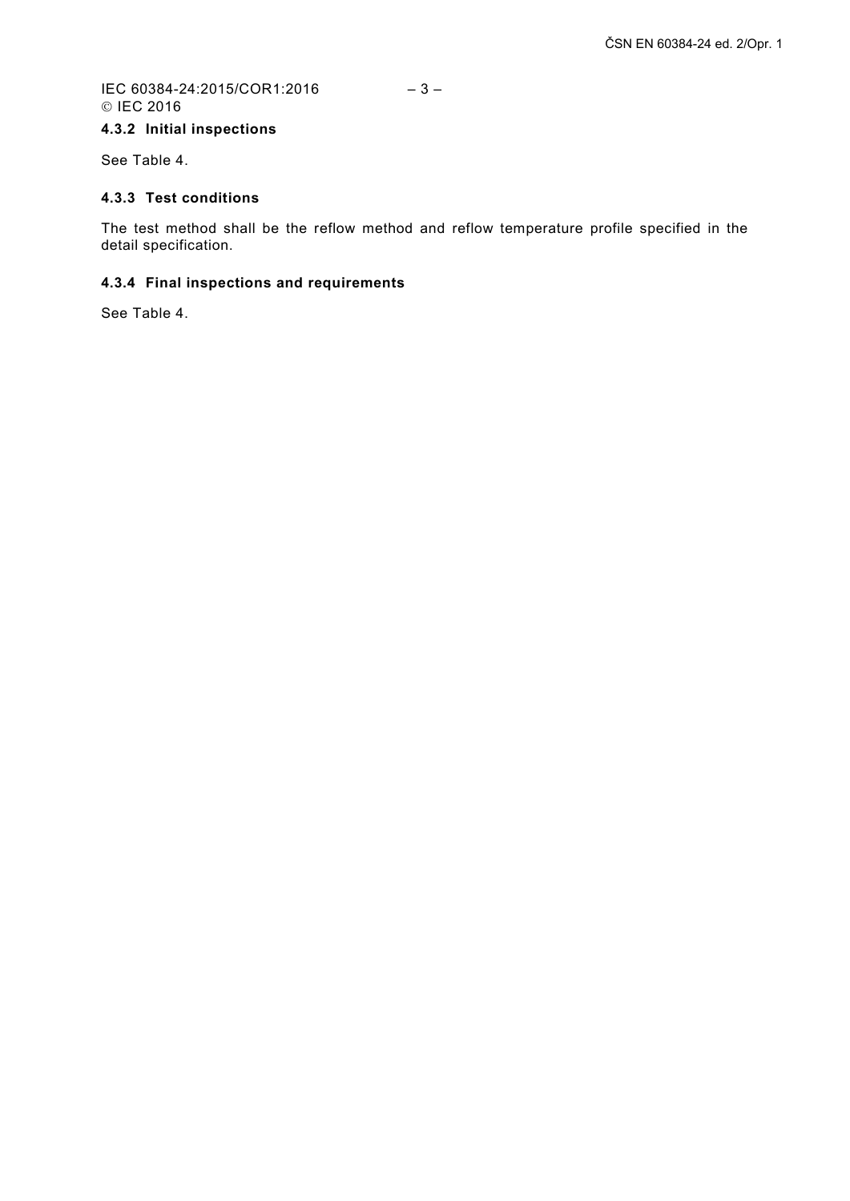#### 4.3.2 Initial inspections

See Table 4.

#### 4.3.3 Test conditions

The test method shall be the reflow method and reflow temperature profile specified in the detail specification.

#### 4.3.4 Final inspections and requirements

See Table 4.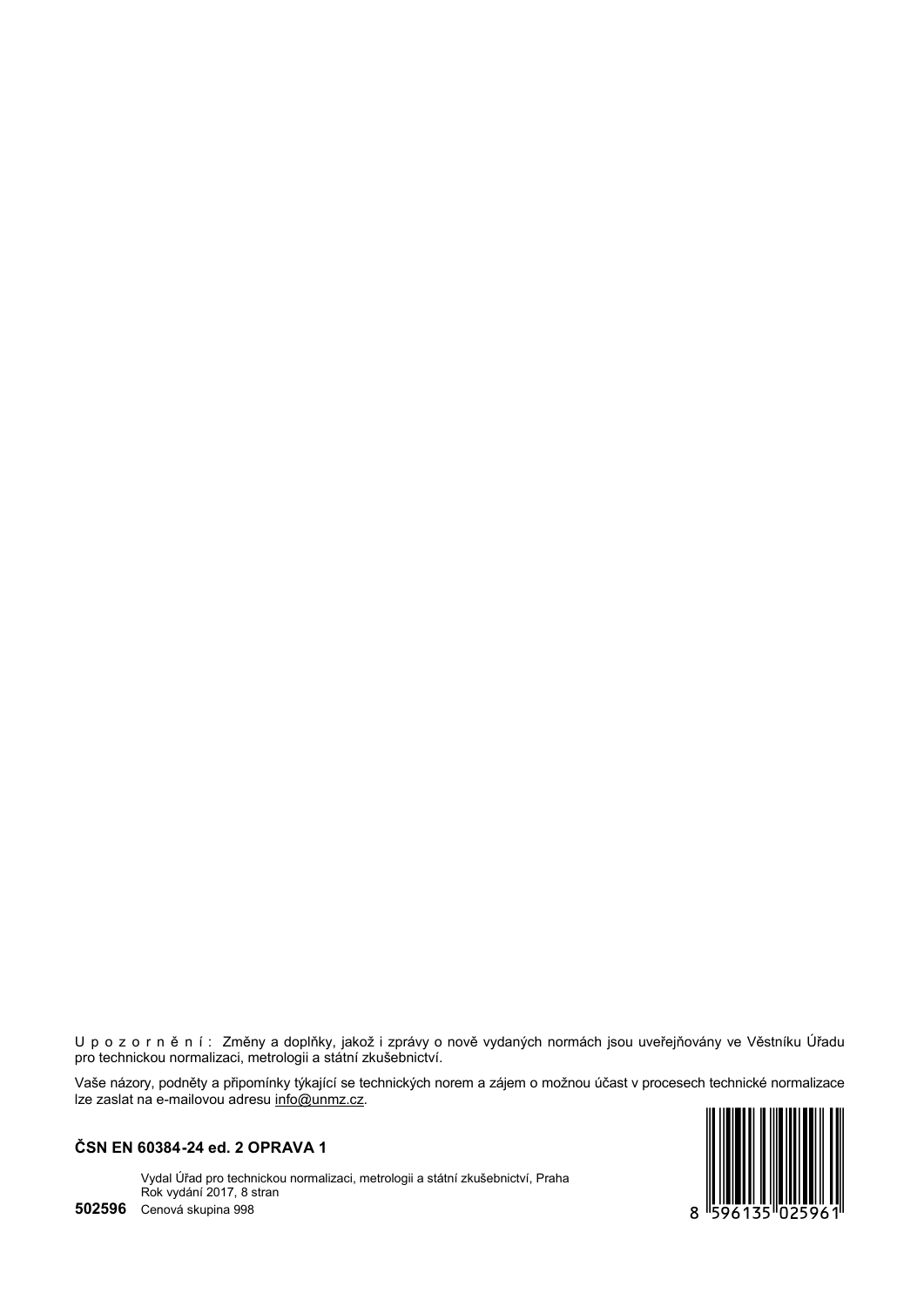U p o z o r n ě n í : Změny a doplňky, jakož i zprávy o nově vydaných normách jsou uveřejňovány ve Věstníku Úřadu pro technickou normalizaci, metrologii a státní zkušebnictví.

Vaše názory, podněty a připomínky týkající se technických norem a zájem o možnou účast v procesech technické normalizace lze zaslat na e-mailovou adresu info@unmz.cz.

**ČSN EN 60384-24 ed. 2 OPRAVA 1**

Vydal Úřad pro technickou normalizaci, metrologii a státní zkušebnictví, Praha
Rok vydání 2017, 8 stran

**502596** Cenová skupina 998

8 596135 025961